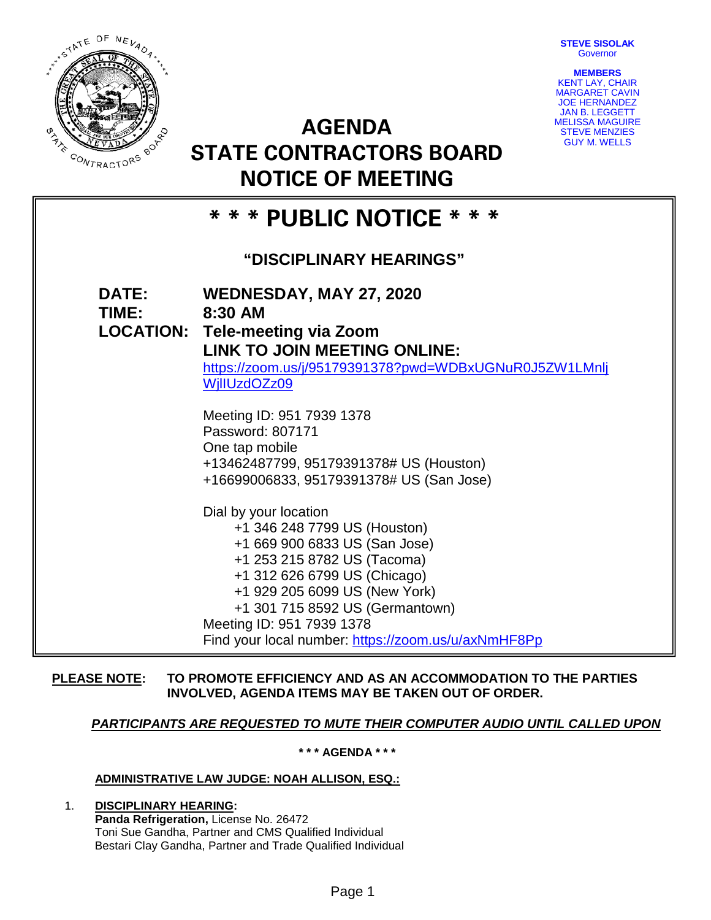**STEVE SISOLAK**
Governor

**MEMBERS**
KENT LAY, CHAIR
MARGARET CAVIN
JOE HERNANDEZ
JAN B. LEGGETT
MELISSA MAGUIRE
STEVE MENZIES
GUY M. WELLS

# AGENDA
# STATE CONTRACTORS BOARD
# NOTICE OF MEETING

## * * * PUBLIC NOTICE * * *

### "DISCIPLINARY HEARINGS"

**DATE:** **WEDNESDAY, MAY 27, 2020**
**TIME:** **8:30 AM**
**LOCATION:** **Tele-meeting via Zoom**
**LINK TO JOIN MEETING ONLINE:**
https://zoom.us/j/95179391378?pwd=WDBxUGNuR0J5ZW1LMnljWjlIUzdOZz09

Meeting ID: 951 7939 1378
Password: 807171
One tap mobile
+13462487799, 95179391378# US (Houston)
+16699006833, 95179391378# US (San Jose)

Dial by your location
+1 346 248 7799 US (Houston)
+1 669 900 6833 US (San Jose)
+1 253 215 8782 US (Tacoma)
+1 312 626 6799 US (Chicago)
+1 929 205 6099 US (New York)
+1 301 715 8592 US (Germantown)
Meeting ID: 951 7939 1378
Find your local number: https://zoom.us/u/axNmHF8Pp

**PLEASE NOTE:** **TO PROMOTE EFFICIENCY AND AS AN ACCOMMODATION TO THE PARTIES INVOLVED, AGENDA ITEMS MAY BE TAKEN OUT OF ORDER.**

***PARTICIPANTS ARE REQUESTED TO MUTE THEIR COMPUTER AUDIO UNTIL CALLED UPON***

**\* \* \* AGENDA \* \* \***

**ADMINISTRATIVE LAW JUDGE: NOAH ALLISON, ESQ.:**

1. **DISCIPLINARY HEARING:**
   **Panda Refrigeration,** License No. 26472
   Toni Sue Gandha, Partner and CMS Qualified Individual
   Bestari Clay Gandha, Partner and Trade Qualified Individual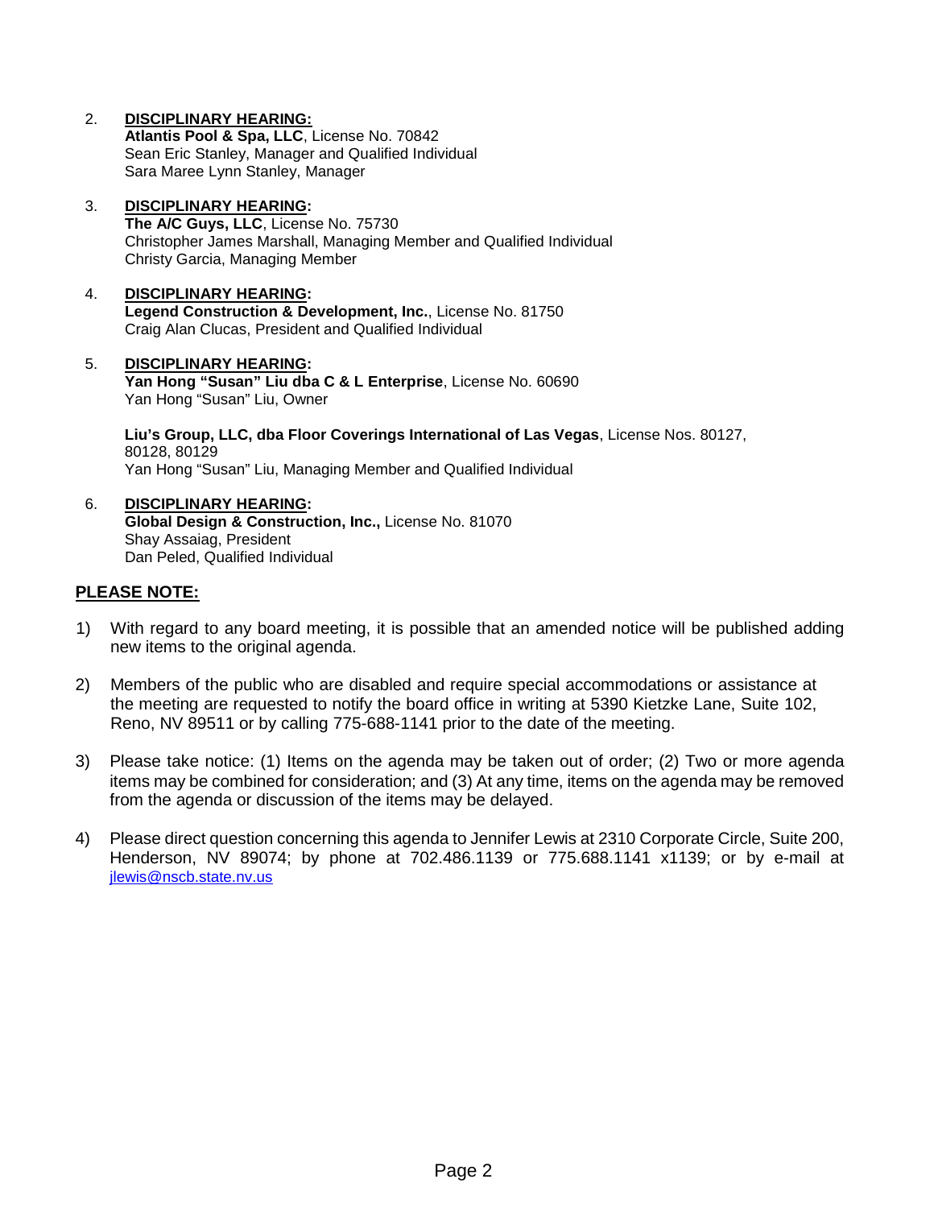2. **DISCIPLINARY HEARING:**
   **Atlantis Pool & Spa, LLC**, License No. 70842
   Sean Eric Stanley, Manager and Qualified Individual
   Sara Maree Lynn Stanley, Manager

3. **DISCIPLINARY HEARING:**
   **The A/C Guys, LLC**, License No. 75730
   Christopher James Marshall, Managing Member and Qualified Individual
   Christy Garcia, Managing Member

4. **DISCIPLINARY HEARING:**
   **Legend Construction & Development, Inc.**, License No. 81750
   Craig Alan Clucas, President and Qualified Individual

5. **DISCIPLINARY HEARING:**
   **Yan Hong "Susan" Liu dba C & L Enterprise**, License No. 60690
   Yan Hong "Susan" Liu, Owner

   **Liu's Group, LLC, dba Floor Coverings International of Las Vegas**, License Nos. 80127, 80128, 80129
   Yan Hong "Susan" Liu, Managing Member and Qualified Individual

6. **DISCIPLINARY HEARING:**
   **Global Design & Construction, Inc.,** License No. 81070
   Shay Assaiag, President
   Dan Peled, Qualified Individual

**PLEASE NOTE:**

1) With regard to any board meeting, it is possible that an amended notice will be published adding new items to the original agenda.

2) Members of the public who are disabled and require special accommodations or assistance at the meeting are requested to notify the board office in writing at 5390 Kietzke Lane, Suite 102, Reno, NV 89511 or by calling 775-688-1141 prior to the date of the meeting.

3) Please take notice: (1) Items on the agenda may be taken out of order; (2) Two or more agenda items may be combined for consideration; and (3) At any time, items on the agenda may be removed from the agenda or discussion of the items may be delayed.

4) Please direct question concerning this agenda to Jennifer Lewis at 2310 Corporate Circle, Suite 200, Henderson, NV 89074; by phone at 702.486.1139 or 775.688.1141 x1139; or by e-mail at jlewis@nscb.state.nv.us